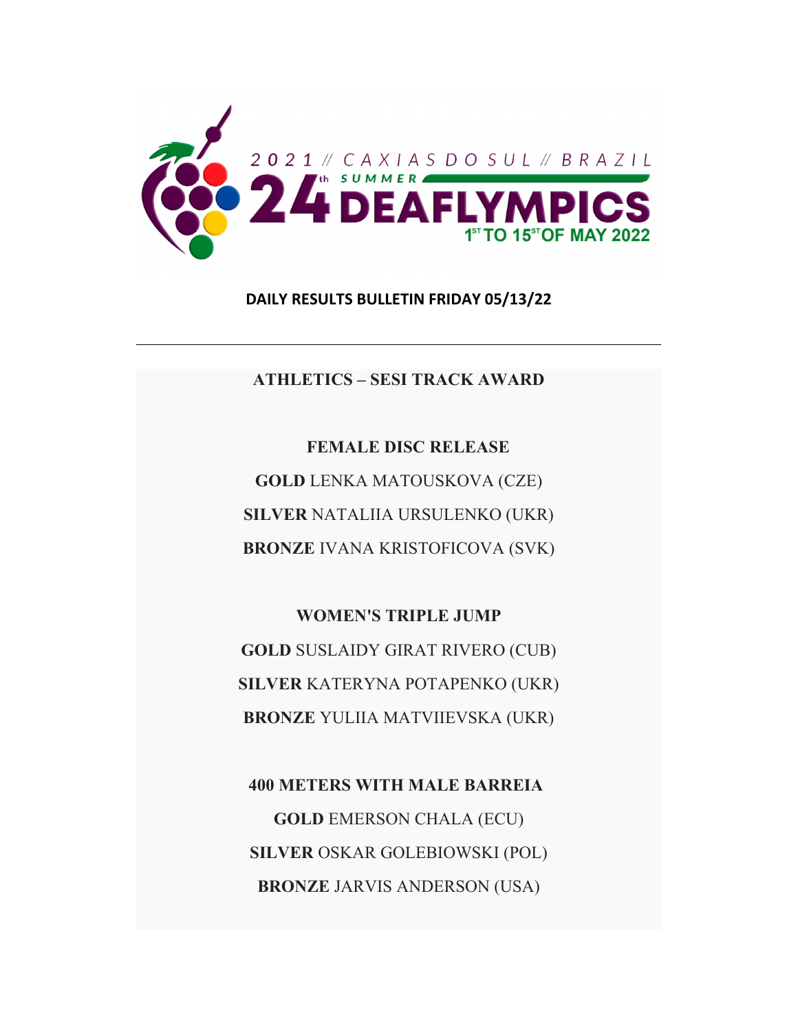2021 // CAXIAS DO SUL // BRAZIL

24th SUMMER DEAFLYMPICS

1ST TO 15ST OF MAY 2022

# DAILY RESULTS BULLETIN FRIDAY 05/13/22

---

## ATHLETICS – SESI TRACK AWARD

### FEMALE DISC RELEASE

**GOLD** LENKA MATOUSKOVA (CZE)

**SILVER** NATALIIA URSULENKO (UKR)

**BRONZE** IVANA KRISTOFICOVA (SVK)

### WOMEN'S TRIPLE JUMP

**GOLD** SUSLAIDY GIRAT RIVERO (CUB)

**SILVER** KATERYNA POTAPENKO (UKR)

**BRONZE** YULIIA MATVIIEVSKA (UKR)

### 400 METERS WITH MALE BARREIA

**GOLD** EMERSON CHALA (ECU)

**SILVER** OSKAR GOLEBIOWSKI (POL)

**BRONZE** JARVIS ANDERSON (USA)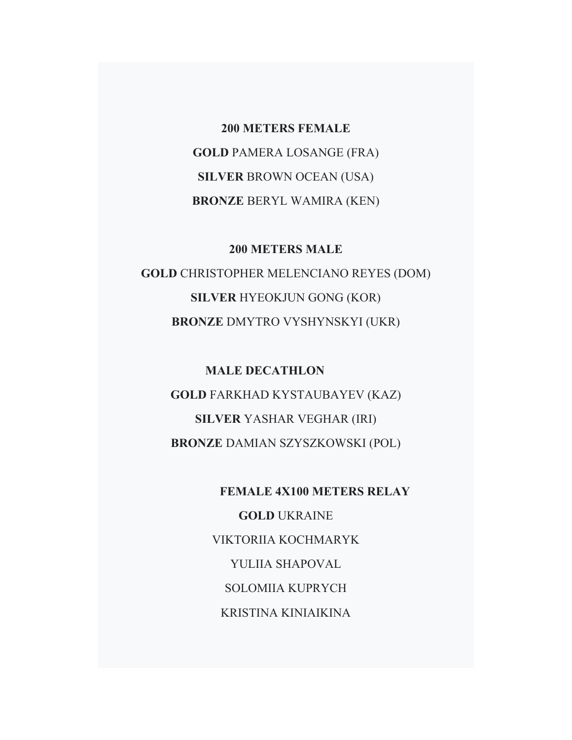**200 METERS FEMALE**

**GOLD** PAMERA LOSANGE (FRA)

**SILVER** BROWN OCEAN (USA)

**BRONZE** BERYL WAMIRA (KEN)

**200 METERS MALE**

**GOLD** CHRISTOPHER MELENCIANO REYES (DOM)

**SILVER** HYEOKJUN GONG (KOR)

**BRONZE** DMYTRO VYSHYNSKYI (UKR)

**MALE DECATHLON**

**GOLD** FARKHAD KYSTAUBAYEV (KAZ)

**SILVER** YASHAR VEGHAR (IRI)

**BRONZE** DAMIAN SZYSZKOWSKI (POL)

**FEMALE 4X100 METERS RELAY**

**GOLD** UKRAINE

VIKTORIIA KOCHMARYK

YULIIA SHAPOVAL

SOLOMIIA KUPRYCH

KRISTINA KINIAIKINA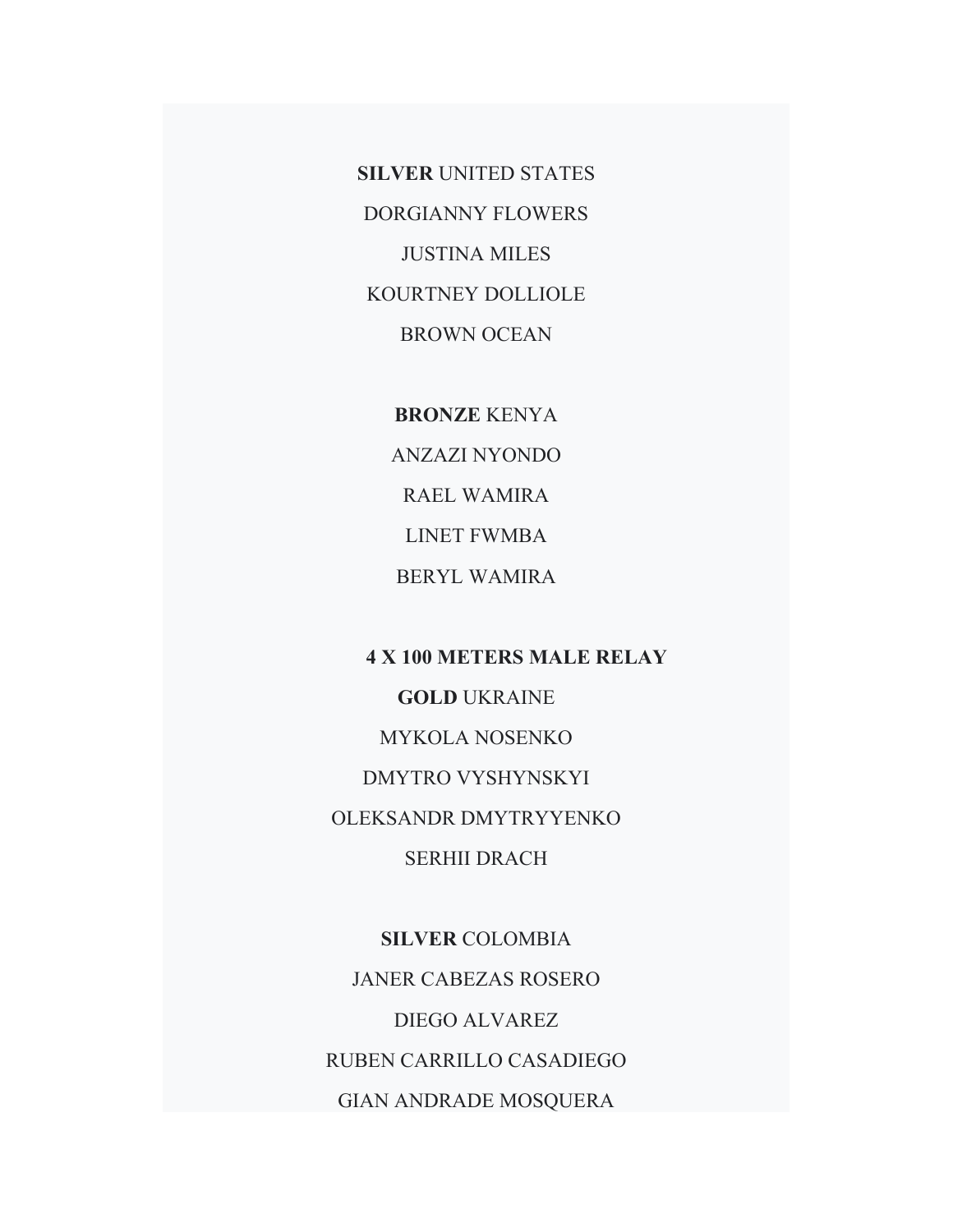**SILVER** UNITED STATES

DORGIANNY FLOWERS

JUSTINA MILES

KOURTNEY DOLLIOLE

BROWN OCEAN

**BRONZE** KENYA

ANZAZI NYONDO

RAEL WAMIRA

LINET FWMBA

BERYL WAMIRA

**4 X 100 METERS MALE RELAY**

**GOLD** UKRAINE

MYKOLA NOSENKO

DMYTRO VYSHYNSKYI

OLEKSANDR DMYTRYYENKO

SERHII DRACH

**SILVER** COLOMBIA

JANER CABEZAS ROSERO

DIEGO ALVAREZ

RUBEN CARRILLO CASADIEGO

GIAN ANDRADE MOSQUERA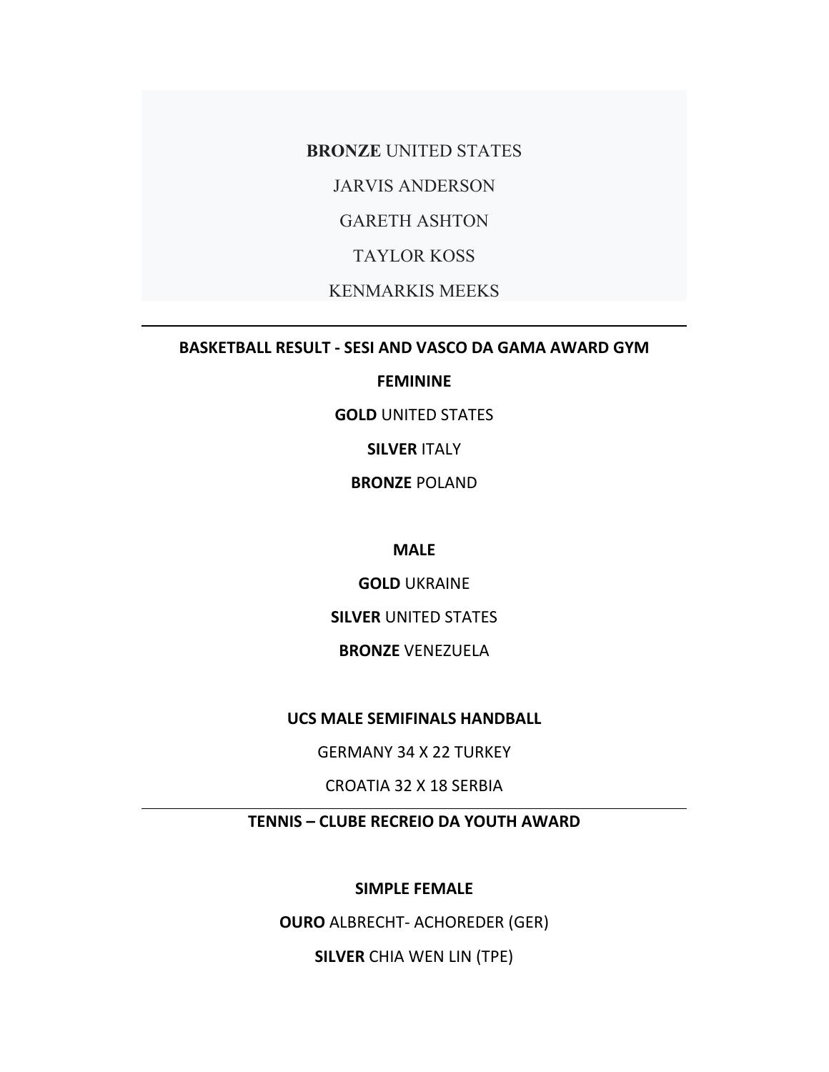**BRONZE** UNITED STATES

JARVIS ANDERSON

GARETH ASHTON

TAYLOR KOSS

KENMARKIS MEEKS

---

**BASKETBALL RESULT - SESI AND VASCO DA GAMA AWARD GYM**

**FEMININE**

**GOLD** UNITED STATES

**SILVER** ITALY

**BRONZE** POLAND

**MALE**

**GOLD** UKRAINE

**SILVER** UNITED STATES

**BRONZE** VENEZUELA

**UCS MALE SEMIFINALS HANDBALL**

GERMANY 34 X 22 TURKEY

CROATIA 32 X 18 SERBIA

---

**TENNIS – CLUBE RECREIO DA YOUTH AWARD**

**SIMPLE FEMALE**

**OURO** ALBRECHT- ACHOREDER (GER)

**SILVER** CHIA WEN LIN (TPE)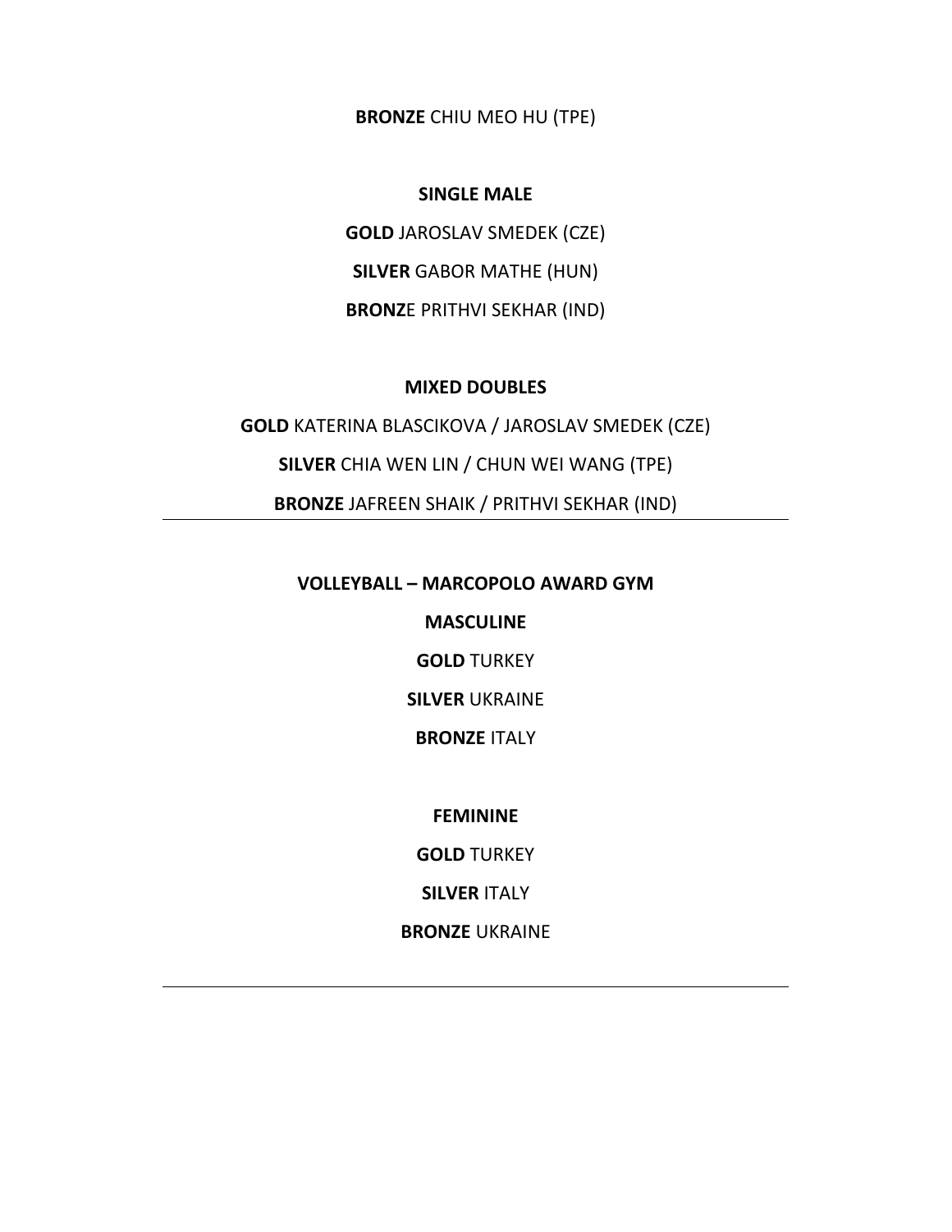**BRONZE** CHIU MEO HU (TPE)

**SINGLE MALE**

**GOLD** JAROSLAV SMEDEK (CZE)

**SILVER** GABOR MATHE (HUN)

**BRONZ**E PRITHVI SEKHAR (IND)

**MIXED DOUBLES**

**GOLD** KATERINA BLASCIKOVA / JAROSLAV SMEDEK (CZE)

**SILVER** CHIA WEN LIN / CHUN WEI WANG (TPE)

**BRONZE** JAFREEN SHAIK / PRITHVI SEKHAR (IND)

---

**VOLLEYBALL – MARCOPOLO AWARD GYM**

**MASCULINE**

**GOLD** TURKEY

**SILVER** UKRAINE

**BRONZE** ITALY

**FEMININE**

**GOLD** TURKEY

**SILVER** ITALY

**BRONZE** UKRAINE

---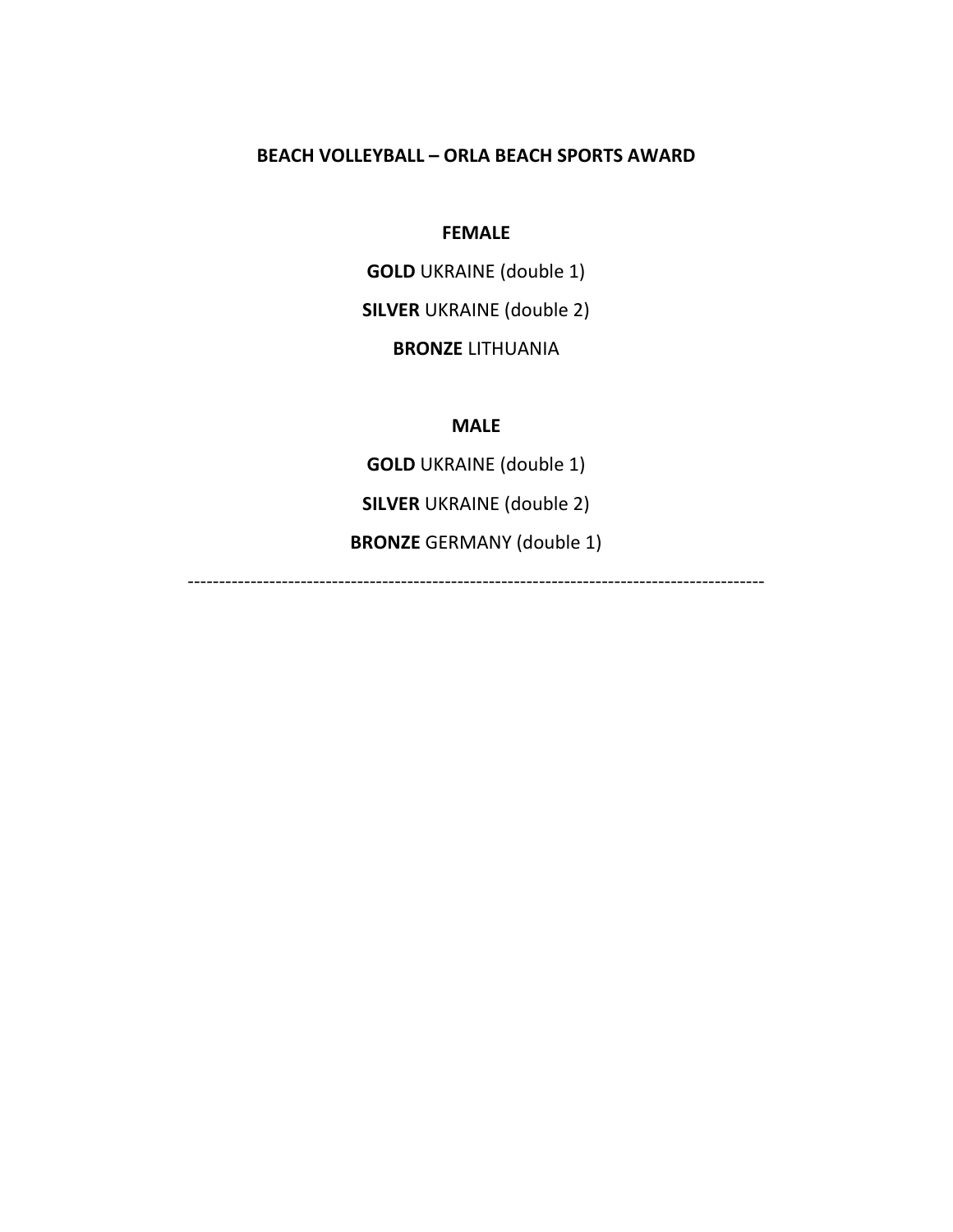**BEACH VOLLEYBALL – ORLA BEACH SPORTS AWARD**

**FEMALE**

**GOLD** UKRAINE (double 1)

**SILVER** UKRAINE (double 2)

**BRONZE** LITHUANIA

**MALE**

**GOLD** UKRAINE (double 1)

**SILVER** UKRAINE (double 2)

**BRONZE** GERMANY (double 1)

---------------------------------------------------------------------------------------------